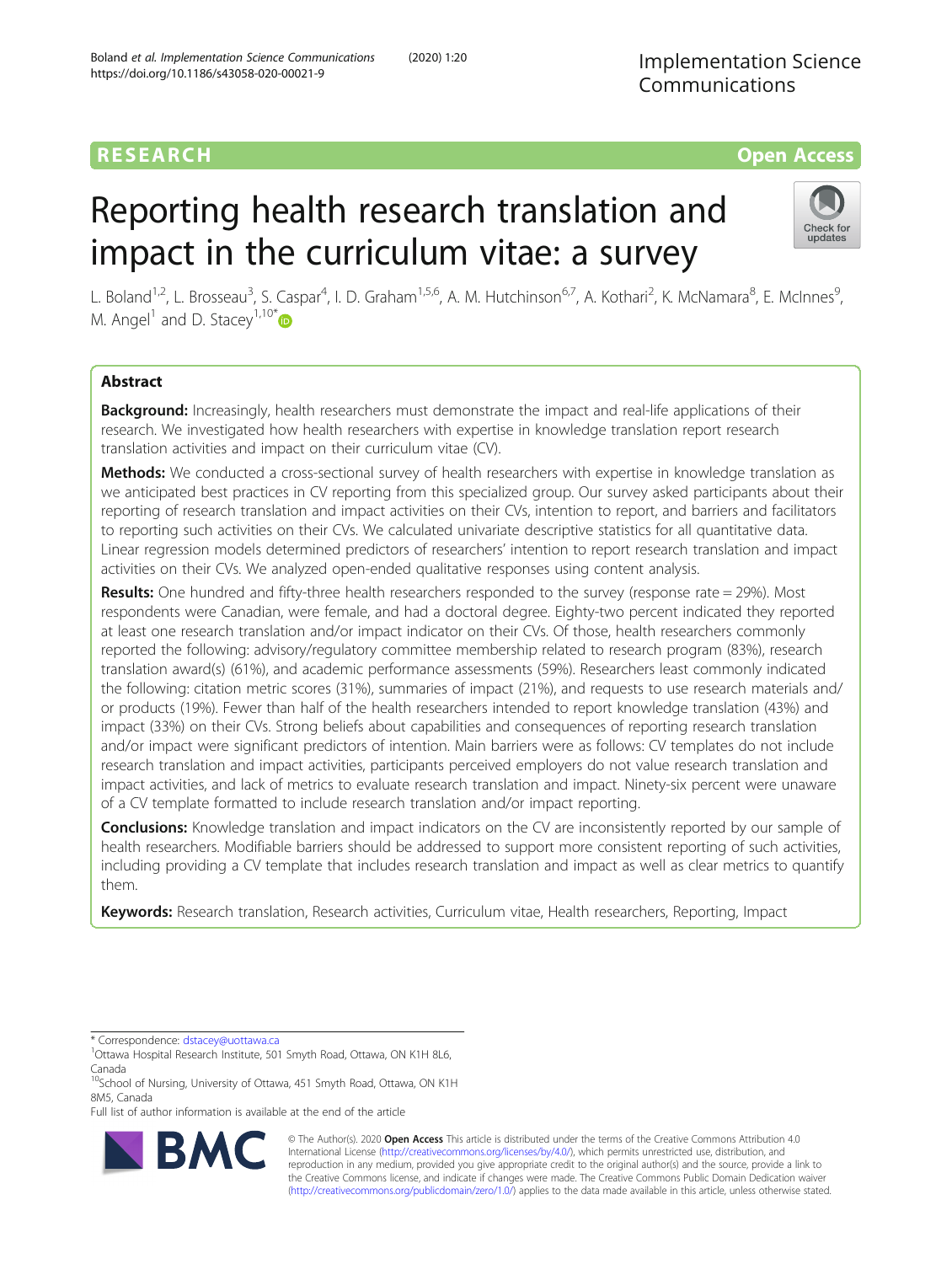RESEARCH

Open Access

# Reporting health research translation and impact in the curriculum vitae: a survey

L. Boland[1,2], L. Brosseau[3], S. Caspar[4], I. D. Graham[1,5,6], A. M. Hutchinson[6,7], A. Kothari[2], K. McNamara[8], E. McInnes[9], M. Angel[1] and D. Stacey[1,10*]

## Abstract

**Background:** Increasingly, health researchers must demonstrate the impact and real-life applications of their research. We investigated how health researchers with expertise in knowledge translation report research translation activities and impact on their curriculum vitae (CV).

**Methods:** We conducted a cross-sectional survey of health researchers with expertise in knowledge translation as we anticipated best practices in CV reporting from this specialized group. Our survey asked participants about their reporting of research translation and impact activities on their CVs, intention to report, and barriers and facilitators to reporting such activities on their CVs. We calculated univariate descriptive statistics for all quantitative data. Linear regression models determined predictors of researchers' intention to report research translation and impact activities on their CVs. We analyzed open-ended qualitative responses using content analysis.

**Results:** One hundred and fifty-three health researchers responded to the survey (response rate = 29%). Most respondents were Canadian, were female, and had a doctoral degree. Eighty-two percent indicated they reported at least one research translation and/or impact indicator on their CVs. Of those, health researchers commonly reported the following: advisory/regulatory committee membership related to research program (83%), research translation award(s) (61%), and academic performance assessments (59%). Researchers least commonly indicated the following: citation metric scores (31%), summaries of impact (21%), and requests to use research materials and/or products (19%). Fewer than half of the health researchers intended to report knowledge translation (43%) and impact (33%) on their CVs. Strong beliefs about capabilities and consequences of reporting research translation and/or impact were significant predictors of intention. Main barriers were as follows: CV templates do not include research translation and impact activities, participants perceived employers do not value research translation and impact activities, and lack of metrics to evaluate research translation and impact. Ninety-six percent were unaware of a CV template formatted to include research translation and/or impact reporting.

**Conclusions:** Knowledge translation and impact indicators on the CV are inconsistently reported by our sample of health researchers. Modifiable barriers should be addressed to support more consistent reporting of such activities, including providing a CV template that includes research translation and impact as well as clear metrics to quantify them.

**Keywords:** Research translation, Research activities, Curriculum vitae, Health researchers, Reporting, Impact

\* Correspondence: dstacey@uottawa.ca
[1]Ottawa Hospital Research Institute, 501 Smyth Road, Ottawa, ON K1H 8L6, Canada
[10]School of Nursing, University of Ottawa, 451 Smyth Road, Ottawa, ON K1H 8M5, Canada
Full list of author information is available at the end of the article

© The Author(s). 2020 **Open Access** This article is distributed under the terms of the Creative Commons Attribution 4.0 International License (http://creativecommons.org/licenses/by/4.0/), which permits unrestricted use, distribution, and reproduction in any medium, provided you give appropriate credit to the original author(s) and the source, provide a link to the Creative Commons license, and indicate if changes were made. The Creative Commons Public Domain Dedication waiver (http://creativecommons.org/publicdomain/zero/1.0/) applies to the data made available in this article, unless otherwise stated.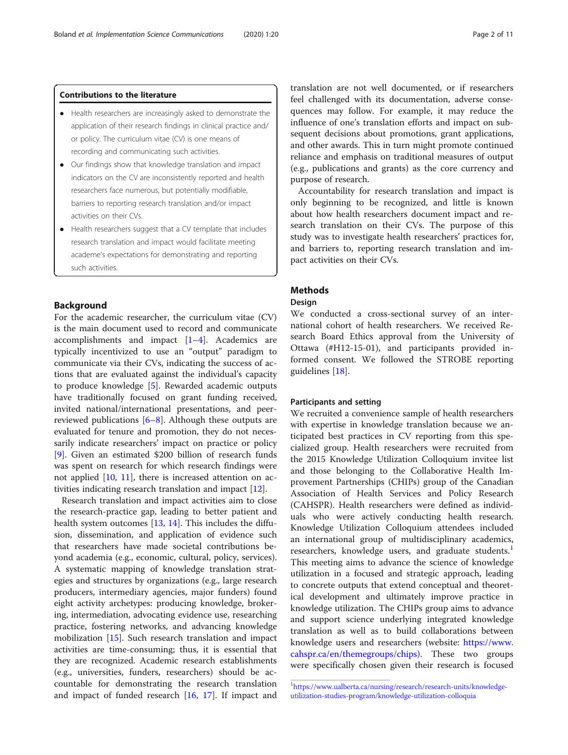### Contributions to the literature

- Health researchers are increasingly asked to demonstrate the application of their research findings in clinical practice and/or policy. The curriculum vitae (CV) is one means of recording and communicating such activities.
- Our findings show that knowledge translation and impact indicators on the CV are inconsistently reported and health researchers face numerous, but potentially modifiable, barriers to reporting research translation and/or impact activities on their CVs.
- Health researchers suggest that a CV template that includes research translation and impact would facilitate meeting academe's expectations for demonstrating and reporting such activities.

## Background

For the academic researcher, the curriculum vitae (CV) is the main document used to record and communicate accomplishments and impact [1–4]. Academics are typically incentivized to use an "output" paradigm to communicate via their CVs, indicating the success of actions that are evaluated against the individual's capacity to produce knowledge [5]. Rewarded academic outputs have traditionally focused on grant funding received, invited national/international presentations, and peer-reviewed publications [6–8]. Although these outputs are evaluated for tenure and promotion, they do not necessarily indicate researchers' impact on practice or policy [9]. Given an estimated $200 billion of research funds was spent on research for which research findings were not applied [10, 11], there is increased attention on activities indicating research translation and impact [12].

Research translation and impact activities aim to close the research-practice gap, leading to better patient and health system outcomes [13, 14]. This includes the diffusion, dissemination, and application of evidence such that researchers have made societal contributions beyond academia (e.g., economic, cultural, policy, services). A systematic mapping of knowledge translation strategies and structures by organizations (e.g., large research producers, intermediary agencies, major funders) found eight activity archetypes: producing knowledge, brokering, intermediation, advocating evidence use, researching practice, fostering networks, and advancing knowledge mobilization [15]. Such research translation and impact activities are time-consuming; thus, it is essential that they are recognized. Academic research establishments (e.g., universities, funders, researchers) should be accountable for demonstrating the research translation and impact of funded research [16, 17]. If impact and translation are not well documented, or if researchers feel challenged with its documentation, adverse consequences may follow. For example, it may reduce the influence of one's translation efforts and impact on subsequent decisions about promotions, grant applications, and other awards. This in turn might promote continued reliance and emphasis on traditional measures of output (e.g., publications and grants) as the core currency and purpose of research.

Accountability for research translation and impact is only beginning to be recognized, and little is known about how health researchers document impact and research translation on their CVs. The purpose of this study was to investigate health researchers' practices for, and barriers to, reporting research translation and impact activities on their CVs.

## Methods

### Design

We conducted a cross-sectional survey of an international cohort of health researchers. We received Research Board Ethics approval from the University of Ottawa (#H12-15-01), and participants provided informed consent. We followed the STROBE reporting guidelines [18].

### Participants and setting

We recruited a convenience sample of health researchers with expertise in knowledge translation because we anticipated best practices in CV reporting from this specialized group. Health researchers were recruited from the 2015 Knowledge Utilization Colloquium invitee list and those belonging to the Collaborative Health Improvement Partnerships (CHIPs) group of the Canadian Association of Health Services and Policy Research (CAHSPR). Health researchers were defined as individuals who were actively conducting health research. Knowledge Utilization Colloquium attendees included an international group of multidisciplinary academics, researchers, knowledge users, and graduate students.[1] This meeting aims to advance the science of knowledge utilization in a focused and strategic approach, leading to concrete outputs that extend conceptual and theoretical development and ultimately improve practice in knowledge utilization. The CHIPs group aims to advance and support science underlying integrated knowledge translation as well as to build collaborations between knowledge users and researchers (website: https://www.cahspr.ca/en/themegroups/chips). These two groups were specifically chosen given their research is focused

[1] https://www.ualberta.ca/nursing/research/research-units/knowledge-utilization-studies-program/knowledge-utilization-colloquia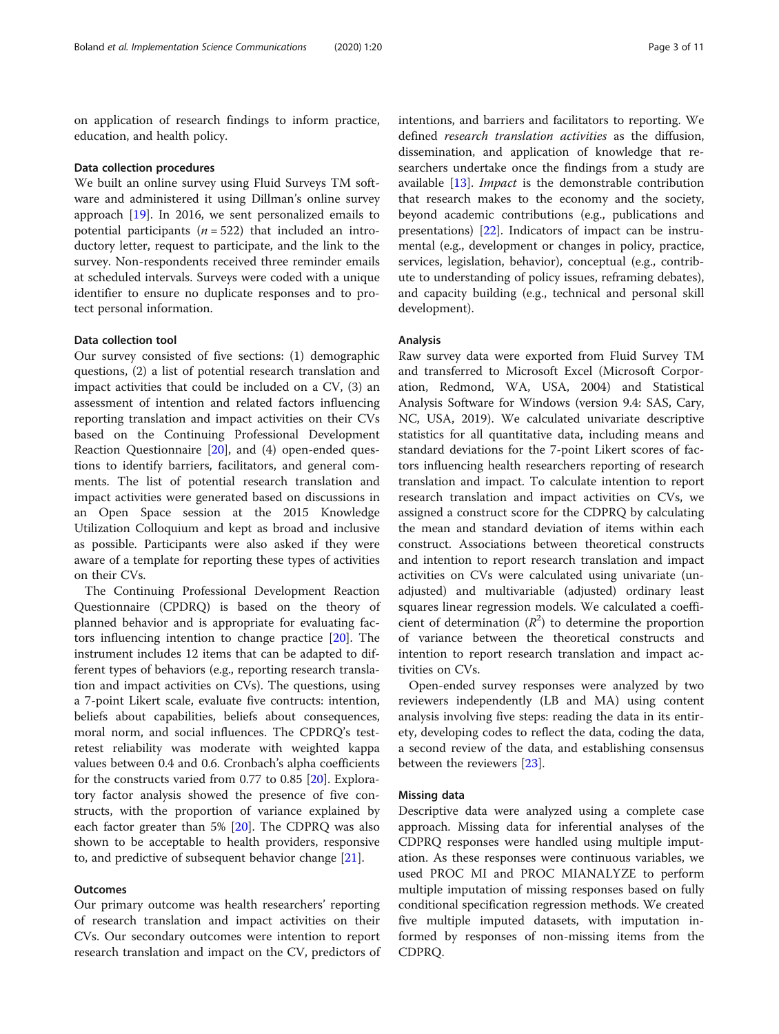on application of research findings to inform practice, education, and health policy.

### Data collection procedures

We built an online survey using Fluid Surveys TM software and administered it using Dillman's online survey approach [19]. In 2016, we sent personalized emails to potential participants ($n = 522$) that included an introductory letter, request to participate, and the link to the survey. Non-respondents received three reminder emails at scheduled intervals. Surveys were coded with a unique identifier to ensure no duplicate responses and to protect personal information.

### Data collection tool

Our survey consisted of five sections: (1) demographic questions, (2) a list of potential research translation and impact activities that could be included on a CV, (3) an assessment of intention and related factors influencing reporting translation and impact activities on their CVs based on the Continuing Professional Development Reaction Questionnaire [20], and (4) open-ended questions to identify barriers, facilitators, and general comments. The list of potential research translation and impact activities were generated based on discussions in an Open Space session at the 2015 Knowledge Utilization Colloquium and kept as broad and inclusive as possible. Participants were also asked if they were aware of a template for reporting these types of activities on their CVs.

The Continuing Professional Development Reaction Questionnaire (CPDRQ) is based on the theory of planned behavior and is appropriate for evaluating factors influencing intention to change practice [20]. The instrument includes 12 items that can be adapted to different types of behaviors (e.g., reporting research translation and impact activities on CVs). The questions, using a 7-point Likert scale, evaluate five contructs: intention, beliefs about capabilities, beliefs about consequences, moral norm, and social influences. The CPDRQ's test-retest reliability was moderate with weighted kappa values between 0.4 and 0.6. Cronbach's alpha coefficients for the constructs varied from 0.77 to 0.85 [20]. Exploratory factor analysis showed the presence of five constructs, with the proportion of variance explained by each factor greater than 5% [20]. The CDPRQ was also shown to be acceptable to health providers, responsive to, and predictive of subsequent behavior change [21].

### Outcomes

Our primary outcome was health researchers' reporting of research translation and impact activities on their CVs. Our secondary outcomes were intention to report research translation and impact on the CV, predictors of intentions, and barriers and facilitators to reporting. We defined *research translation activities* as the diffusion, dissemination, and application of knowledge that researchers undertake once the findings from a study are available [13]. *Impact* is the demonstrable contribution that research makes to the economy and the society, beyond academic contributions (e.g., publications and presentations) [22]. Indicators of impact can be instrumental (e.g., development or changes in policy, practice, services, legislation, behavior), conceptual (e.g., contribute to understanding of policy issues, reframing debates), and capacity building (e.g., technical and personal skill development).

### Analysis

Raw survey data were exported from Fluid Survey TM and transferred to Microsoft Excel (Microsoft Corporation, Redmond, WA, USA, 2004) and Statistical Analysis Software for Windows (version 9.4: SAS, Cary, NC, USA, 2019). We calculated univariate descriptive statistics for all quantitative data, including means and standard deviations for the 7-point Likert scores of factors influencing health researchers reporting of research translation and impact. To calculate intention to report research translation and impact activities on CVs, we assigned a construct score for the CDPRQ by calculating the mean and standard deviation of items within each construct. Associations between theoretical constructs and intention to report research translation and impact activities on CVs were calculated using univariate (unadjusted) and multivariable (adjusted) ordinary least squares linear regression models. We calculated a coefficient of determination ($R^2$) to determine the proportion of variance between the theoretical constructs and intention to report research translation and impact activities on CVs.

Open-ended survey responses were analyzed by two reviewers independently (LB and MA) using content analysis involving five steps: reading the data in its entirety, developing codes to reflect the data, coding the data, a second review of the data, and establishing consensus between the reviewers [23].

### Missing data

Descriptive data were analyzed using a complete case approach. Missing data for inferential analyses of the CDPRQ responses were handled using multiple imputation. As these responses were continuous variables, we used PROC MI and PROC MIANALYZE to perform multiple imputation of missing responses based on fully conditional specification regression methods. We created five multiple imputed datasets, with imputation informed by responses of non-missing items from the CDPRQ.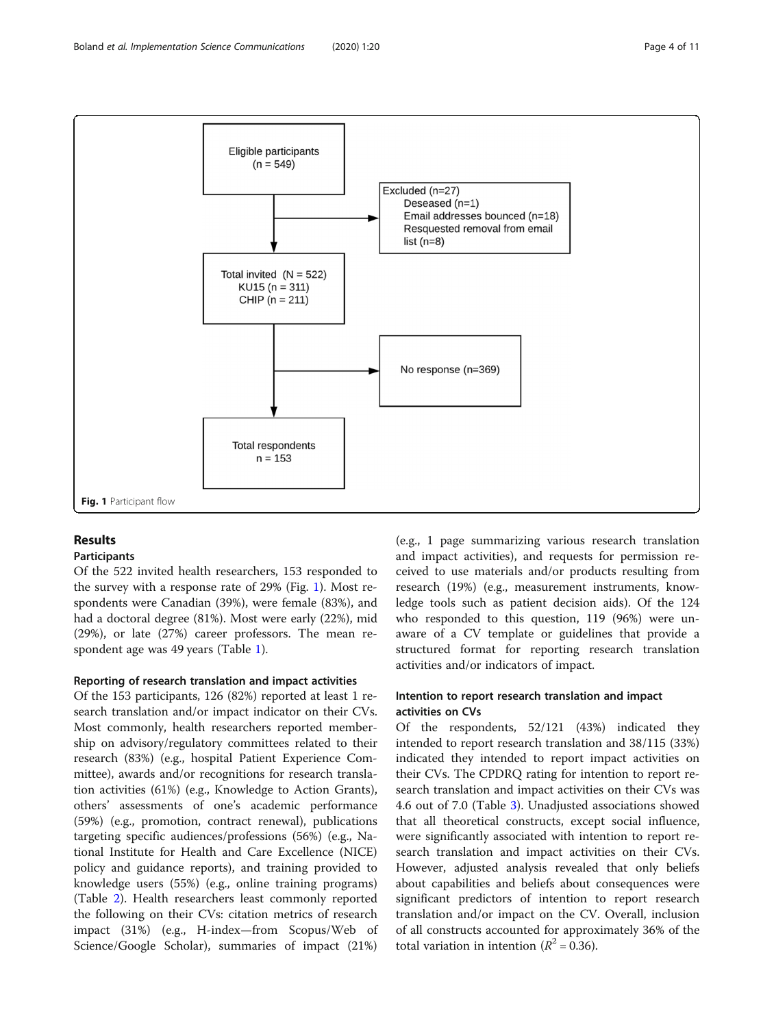Eligible participants (n = 549)

Excluded (n=27)
Deseased (n=1)
Email addresses bounced (n=18)
Resquested removal from email list (n=8)

Total invited (N = 522)
KU15 (n = 311)
CHIP (n = 211)

No response (n=369)

Total respondents
n = 153

**Fig. 1** Participant flow

## Results

### Participants

Of the 522 invited health researchers, 153 responded to the survey with a response rate of 29% (Fig. 1). Most respondents were Canadian (39%), were female (83%), and had a doctoral degree (81%). Most were early (22%), mid (29%), or late (27%) career professors. The mean respondent age was 49 years (Table 1).

### Reporting of research translation and impact activities

Of the 153 participants, 126 (82%) reported at least 1 research translation and/or impact indicator on their CVs. Most commonly, health researchers reported membership on advisory/regulatory committees related to their research (83%) (e.g., hospital Patient Experience Committee), awards and/or recognitions for research translation activities (61%) (e.g., Knowledge to Action Grants), others' assessments of one's academic performance (59%) (e.g., promotion, contract renewal), publications targeting specific audiences/professions (56%) (e.g., National Institute for Health and Care Excellence (NICE) policy and guidance reports), and training provided to knowledge users (55%) (e.g., online training programs) (Table 2). Health researchers least commonly reported the following on their CVs: citation metrics of research impact (31%) (e.g., H-index—from Scopus/Web of Science/Google Scholar), summaries of impact (21%) (e.g., 1 page summarizing various research translation and impact activities), and requests for permission received to use materials and/or products resulting from research (19%) (e.g., measurement instruments, knowledge tools such as patient decision aids). Of the 124 who responded to this question, 119 (96%) were unaware of a CV template or guidelines that provide a structured format for reporting research translation activities and/or indicators of impact.

### Intention to report research translation and impact activities on CVs

Of the respondents, 52/121 (43%) indicated they intended to report research translation and 38/115 (33%) indicated they intended to report impact activities on their CVs. The CPDRQ rating for intention to report research translation and impact activities on their CVs was 4.6 out of 7.0 (Table 3). Unadjusted associations showed that all theoretical constructs, except social influence, were significantly associated with intention to report research translation and impact activities on their CVs. However, adjusted analysis revealed that only beliefs about capabilities and beliefs about consequences were significant predictors of intention to report research translation and/or impact on the CV. Overall, inclusion of all constructs accounted for approximately 36% of the total variation in intention ($R^2 = 0.36$).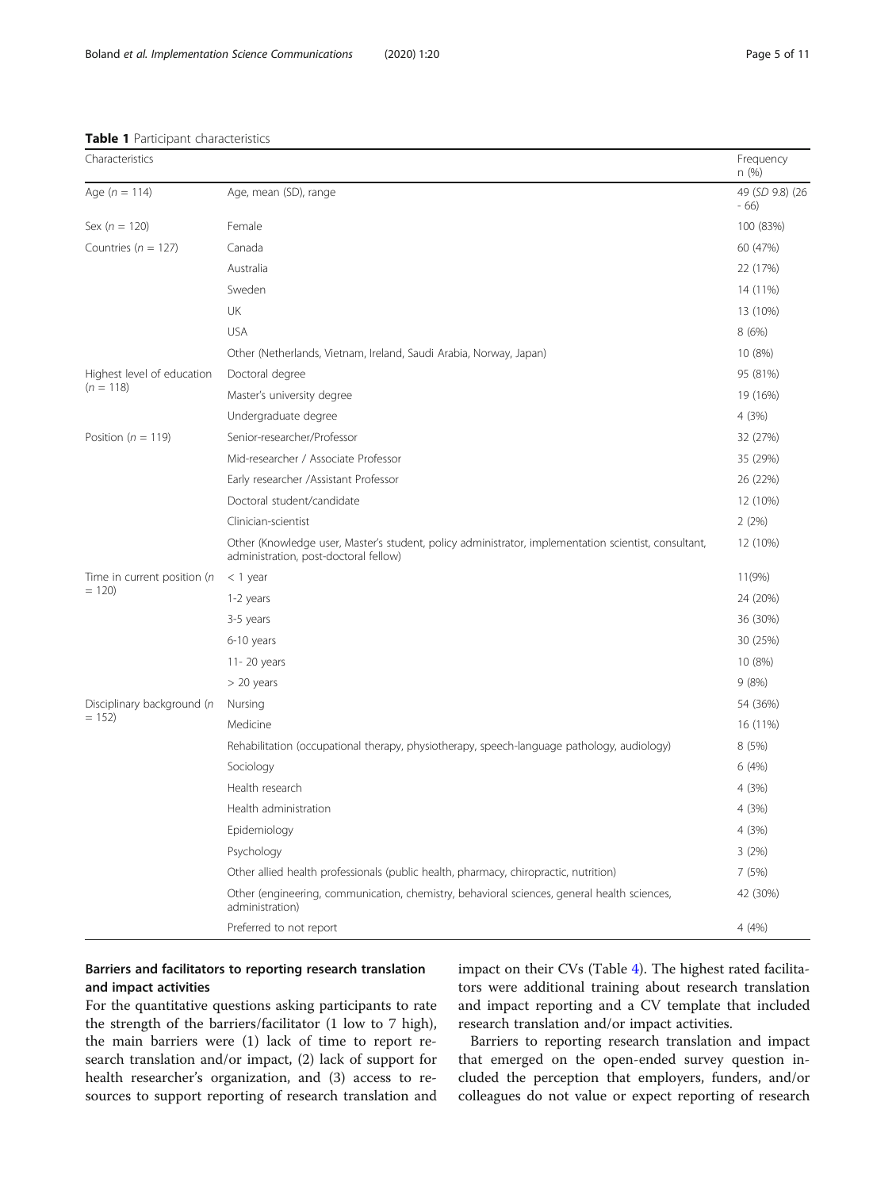**Table 1** Participant characteristics

| Characteristics | | Frequency n (%) |
|---|---|---|
| Age (*n* = 114) | Age, mean (SD), range | 49 (*SD* 9.8) (26 - 66) |
| Sex (*n* = 120) | Female | 100 (83%) |
| Countries (*n* = 127) | Canada | 60 (47%) |
| | Australia | 22 (17%) |
| | Sweden | 14 (11%) |
| | UK | 13 (10%) |
| | USA | 8 (6%) |
| | Other (Netherlands, Vietnam, Ireland, Saudi Arabia, Norway, Japan) | 10 (8%) |
| Highest level of education (*n* = 118) | Doctoral degree | 95 (81%) |
| | Master's university degree | 19 (16%) |
| | Undergraduate degree | 4 (3%) |
| Position (*n* = 119) | Senior-researcher/Professor | 32 (27%) |
| | Mid-researcher / Associate Professor | 35 (29%) |
| | Early researcher /Assistant Professor | 26 (22%) |
| | Doctoral student/candidate | 12 (10%) |
| | Clinician-scientist | 2 (2%) |
| | Other (Knowledge user, Master's student, policy administrator, implementation scientist, consultant, administration, post-doctoral fellow) | 12 (10%) |
| Time in current position (*n* = 120) | < 1 year | 11(9%) |
| | 1-2 years | 24 (20%) |
| | 3-5 years | 36 (30%) |
| | 6-10 years | 30 (25%) |
| | 11- 20 years | 10 (8%) |
| | > 20 years | 9 (8%) |
| Disciplinary background (*n* = 152) | Nursing | 54 (36%) |
| | Medicine | 16 (11%) |
| | Rehabilitation (occupational therapy, physiotherapy, speech-language pathology, audiology) | 8 (5%) |
| | Sociology | 6 (4%) |
| | Health research | 4 (3%) |
| | Health administration | 4 (3%) |
| | Epidemiology | 4 (3%) |
| | Psychology | 3 (2%) |
| | Other allied health professionals (public health, pharmacy, chiropractic, nutrition) | 7 (5%) |
| | Other (engineering, communication, chemistry, behavioral sciences, general health sciences, administration) | 42 (30%) |
| | Preferred to not report | 4 (4%) |

## Barriers and facilitators to reporting research translation and impact activities

For the quantitative questions asking participants to rate the strength of the barriers/facilitator (1 low to 7 high), the main barriers were (1) lack of time to report research translation and/or impact, (2) lack of support for health researcher's organization, and (3) access to resources to support reporting of research translation and impact on their CVs (Table 4). The highest rated facilitators were additional training about research translation and impact reporting and a CV template that included research translation and/or impact activities.

Barriers to reporting research translation and impact that emerged on the open-ended survey question included the perception that employers, funders, and/or colleagues do not value or expect reporting of research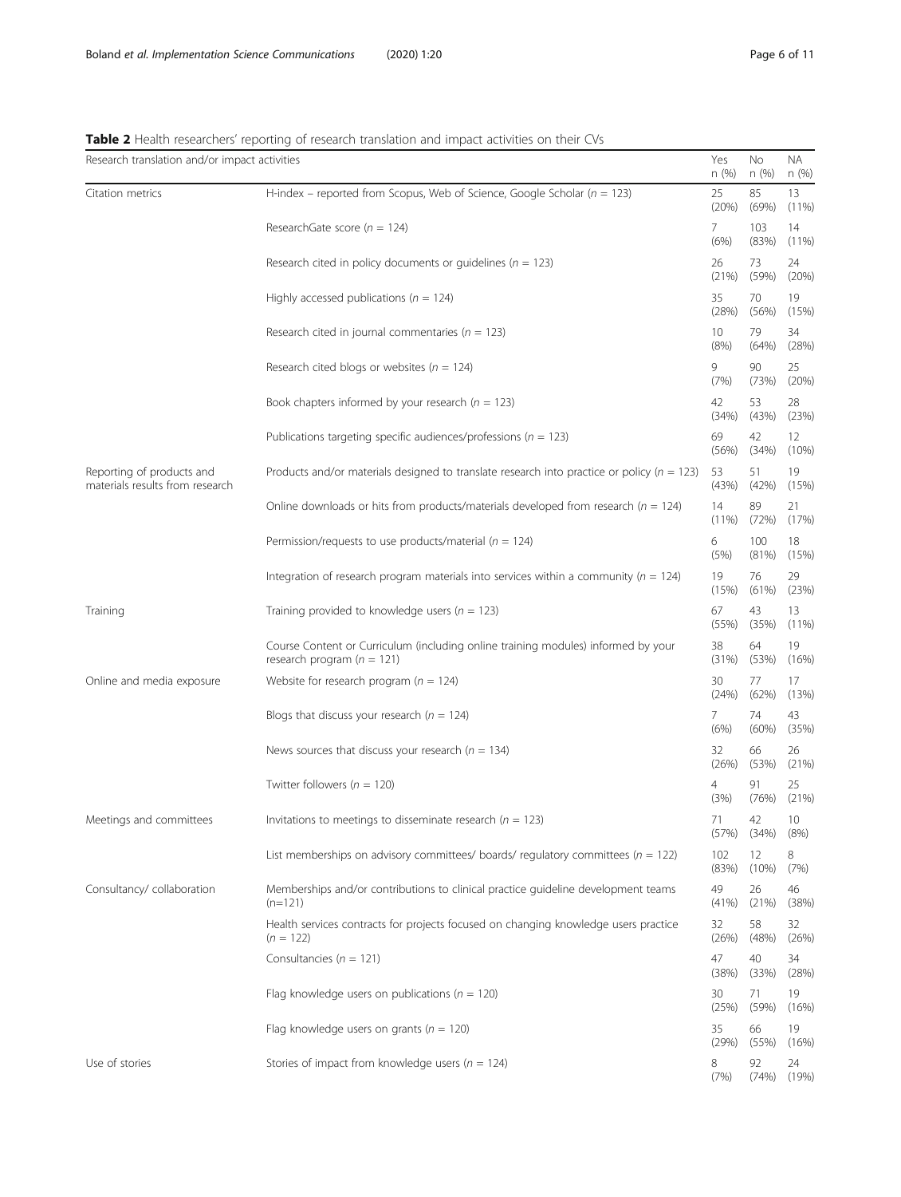**Table 2** Health researchers' reporting of research translation and impact activities on their CVs

| Research translation and/or impact activities | | Yes n (%) | No n (%) | NA n (%) |
|---|---|---|---|---|
| Citation metrics | H-index – reported from Scopus, Web of Science, Google Scholar (*n* = 123) | 25 (20%) | 85 (69%) | 13 (11%) |
| | ResearchGate score (*n* = 124) | 7 (6%) | 103 (83%) | 14 (11%) |
| | Research cited in policy documents or guidelines (*n* = 123) | 26 (21%) | 73 (59%) | 24 (20%) |
| | Highly accessed publications (*n* = 124) | 35 (28%) | 70 (56%) | 19 (15%) |
| | Research cited in journal commentaries (*n* = 123) | 10 (8%) | 79 (64%) | 34 (28%) |
| | Research cited blogs or websites (*n* = 124) | 9 (7%) | 90 (73%) | 25 (20%) |
| | Book chapters informed by your research (*n* = 123) | 42 (34%) | 53 (43%) | 28 (23%) |
| | Publications targeting specific audiences/professions (*n* = 123) | 69 (56%) | 42 (34%) | 12 (10%) |
| Reporting of products and materials results from research | Products and/or materials designed to translate research into practice or policy (*n* = 123) | 53 (43%) | 51 (42%) | 19 (15%) |
| | Online downloads or hits from products/materials developed from research (*n* = 124) | 14 (11%) | 89 (72%) | 21 (17%) |
| | Permission/requests to use products/material (*n* = 124) | 6 (5%) | 100 (81%) | 18 (15%) |
| | Integration of research program materials into services within a community (*n* = 124) | 19 (15%) | 76 (61%) | 29 (23%) |
| Training | Training provided to knowledge users (*n* = 123) | 67 (55%) | 43 (35%) | 13 (11%) |
| | Course Content or Curriculum (including online training modules) informed by your research program (*n* = 121) | 38 (31%) | 64 (53%) | 19 (16%) |
| Online and media exposure | Website for research program (*n* = 124) | 30 (24%) | 77 (62%) | 17 (13%) |
| | Blogs that discuss your research (*n* = 124) | 7 (6%) | 74 (60%) | 43 (35%) |
| | News sources that discuss your research (*n* = 134) | 32 (26%) | 66 (53%) | 26 (21%) |
| | Twitter followers (*n* = 120) | 4 (3%) | 91 (76%) | 25 (21%) |
| Meetings and committees | Invitations to meetings to disseminate research (*n* = 123) | 71 (57%) | 42 (34%) | 10 (8%) |
| | List memberships on advisory committees/ boards/ regulatory committees (*n* = 122) | 102 (83%) | 12 (10%) | 8 (7%) |
| Consultancy/ collaboration | Memberships and/or contributions to clinical practice guideline development teams (n=121) | 49 (41%) | 26 (21%) | 46 (38%) |
| | Health services contracts for projects focused on changing knowledge users practice (*n* = 122) | 32 (26%) | 58 (48%) | 32 (26%) |
| | Consultancies (*n* = 121) | 47 (38%) | 40 (33%) | 34 (28%) |
| | Flag knowledge users on publications (*n* = 120) | 30 (25%) | 71 (59%) | 19 (16%) |
| | Flag knowledge users on grants (*n* = 120) | 35 (29%) | 66 (55%) | 19 (16%) |
| Use of stories | Stories of impact from knowledge users (*n* = 124) | 8 (7%) | 92 (74%) | 24 (19%) |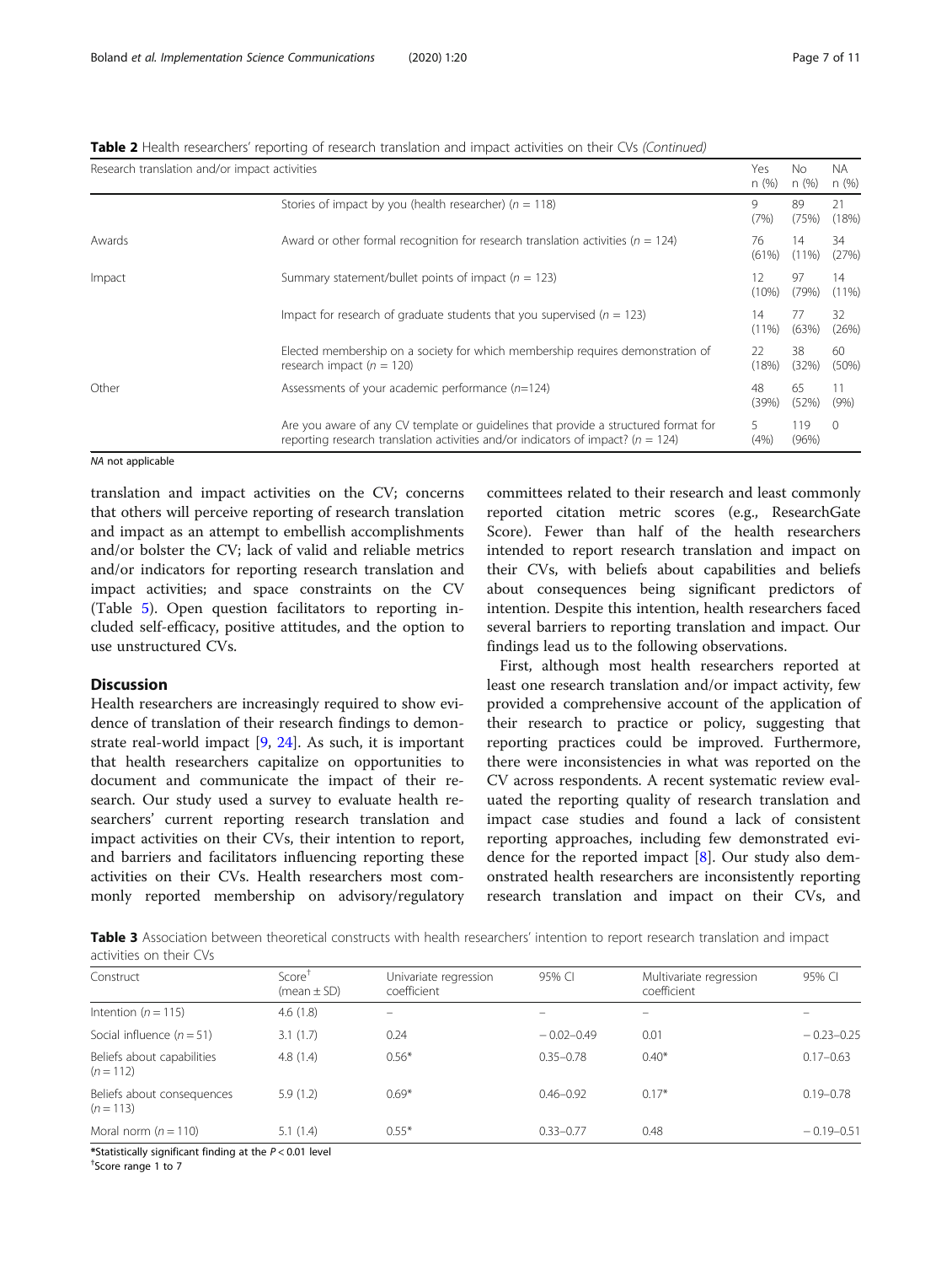**Table 2** Health researchers' reporting of research translation and impact activities on their CVs *(Continued)*

| Research translation and/or impact activities | | Yes n (%) | No n (%) | NA n (%) |
|---|---|---|---|---|
| | Stories of impact by you (health researcher) ($n$ = 118) | 9 (7%) | 89 (75%) | 21 (18%) |
| Awards | Award or other formal recognition for research translation activities ($n$ = 124) | 76 (61%) | 14 (11%) | 34 (27%) |
| Impact | Summary statement/bullet points of impact ($n$ = 123) | 12 (10%) | 97 (79%) | 14 (11%) |
| | Impact for research of graduate students that you supervised ($n$ = 123) | 14 (11%) | 77 (63%) | 32 (26%) |
| | Elected membership on a society for which membership requires demonstration of research impact ($n$ = 120) | 22 (18%) | 38 (32%) | 60 (50%) |
| Other | Assessments of your academic performance ($n$=124) | 48 (39%) | 65 (52%) | 11 (9%) |
| | Are you aware of any CV template or guidelines that provide a structured format for reporting research translation activities and/or indicators of impact? ($n$ = 124) | 5 (4%) | 119 (96%) | 0 |

*NA* not applicable

translation and impact activities on the CV; concerns that others will perceive reporting of research translation and impact as an attempt to embellish accomplishments and/or bolster the CV; lack of valid and reliable metrics and/or indicators for reporting research translation and impact activities; and space constraints on the CV (Table 5). Open question facilitators to reporting included self-efficacy, positive attitudes, and the option to use unstructured CVs.

## Discussion

Health researchers are increasingly required to show evidence of translation of their research findings to demonstrate real-world impact [9, 24]. As such, it is important that health researchers capitalize on opportunities to document and communicate the impact of their research. Our study used a survey to evaluate health researchers' current reporting research translation and impact activities on their CVs, their intention to report, and barriers and facilitators influencing reporting these activities on their CVs. Health researchers most commonly reported membership on advisory/regulatory committees related to their research and least commonly reported citation metric scores (e.g., ResearchGate Score). Fewer than half of the health researchers intended to report research translation and impact on their CVs, with beliefs about capabilities and beliefs about consequences being significant predictors of intention. Despite this intention, health researchers faced several barriers to reporting translation and impact. Our findings lead us to the following observations.

First, although most health researchers reported at least one research translation and/or impact activity, few provided a comprehensive account of the application of their research to practice or policy, suggesting that reporting practices could be improved. Furthermore, there were inconsistencies in what was reported on the CV across respondents. A recent systematic review evaluated the reporting quality of research translation and impact case studies and found a lack of consistent reporting approaches, including few demonstrated evidence for the reported impact [8]. Our study also demonstrated health researchers are inconsistently reporting research translation and impact on their CVs, and

**Table 3** Association between theoretical constructs with health researchers' intention to report research translation and impact activities on their CVs

| Construct | Score[†] (mean ± SD) | Univariate regression coefficient | 95% CI | Multivariate regression coefficient | 95% CI |
|---|---|---|---|---|---|
| Intention ($n$ = 115) | 4.6 (1.8) | – | – | – | – |
| Social influence ($n$ = 51) | 3.1 (1.7) | 0.24 | − 0.02–0.49 | 0.01 | − 0.23–0.25 |
| Beliefs about capabilities ($n$ = 112) | 4.8 (1.4) | 0.56* | 0.35–0.78 | 0.40* | 0.17–0.63 |
| Beliefs about consequences ($n$ = 113) | 5.9 (1.2) | 0.69* | 0.46–0.92 | 0.17* | 0.19–0.78 |
| Moral norm ($n$ = 110) | 5.1 (1.4) | 0.55* | 0.33–0.77 | 0.48 | − 0.19–0.51 |

*Statistically significant finding at the $P < 0.01$ level

[†]Score range 1 to 7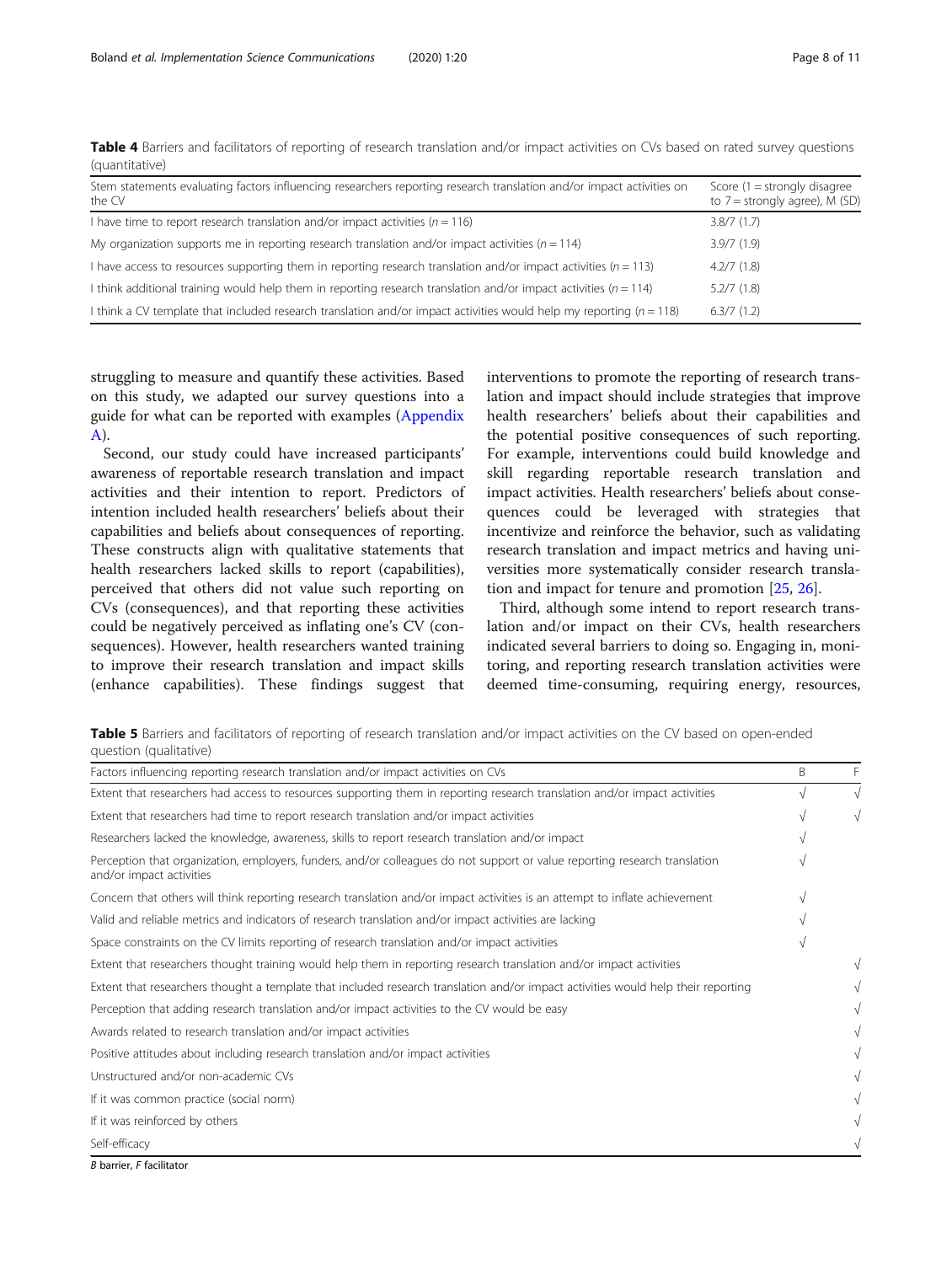**Table 4** Barriers and facilitators of reporting of research translation and/or impact activities on CVs based on rated survey questions (quantitative)

| Stem statements evaluating factors influencing researchers reporting research translation and/or impact activities on the CV | Score (1 = strongly disagree to 7 = strongly agree), M (SD) |
|---|---|
| I have time to report research translation and/or impact activities ($n = 116$) | 3.8/7 (1.7) |
| My organization supports me in reporting research translation and/or impact activities ($n = 114$) | 3.9/7 (1.9) |
| I have access to resources supporting them in reporting research translation and/or impact activities ($n = 113$) | 4.2/7 (1.8) |
| I think additional training would help them in reporting research translation and/or impact activities ($n = 114$) | 5.2/7 (1.8) |
| I think a CV template that included research translation and/or impact activities would help my reporting ($n = 118$) | 6.3/7 (1.2) |

struggling to measure and quantify these activities. Based on this study, we adapted our survey questions into a guide for what can be reported with examples (Appendix A).

Second, our study could have increased participants' awareness of reportable research translation and impact activities and their intention to report. Predictors of intention included health researchers' beliefs about their capabilities and beliefs about consequences of reporting. These constructs align with qualitative statements that health researchers lacked skills to report (capabilities), perceived that others did not value such reporting on CVs (consequences), and that reporting these activities could be negatively perceived as inflating one's CV (consequences). However, health researchers wanted training to improve their research translation and impact skills (enhance capabilities). These findings suggest that interventions to promote the reporting of research translation and impact should include strategies that improve health researchers' beliefs about their capabilities and the potential positive consequences of such reporting. For example, interventions could build knowledge and skill regarding reportable research translation and impact activities. Health researchers' beliefs about consequences could be leveraged with strategies that incentivize and reinforce the behavior, such as validating research translation and impact metrics and having universities more systematically consider research translation and impact for tenure and promotion [25, 26].

Third, although some intend to report research translation and/or impact on their CVs, health researchers indicated several barriers to doing so. Engaging in, monitoring, and reporting research translation activities were deemed time-consuming, requiring energy, resources,

**Table 5** Barriers and facilitators of reporting of research translation and/or impact activities on the CV based on open-ended question (qualitative)

| Factors influencing reporting research translation and/or impact activities on CVs | B | F |
|---|---|---|
| Extent that researchers had access to resources supporting them in reporting research translation and/or impact activities | √ | √ |
| Extent that researchers had time to report research translation and/or impact activities | √ | √ |
| Researchers lacked the knowledge, awareness, skills to report research translation and/or impact | √ | |
| Perception that organization, employers, funders, and/or colleagues do not support or value reporting research translation and/or impact activities | √ | |
| Concern that others will think reporting research translation and/or impact activities is an attempt to inflate achievement | √ | |
| Valid and reliable metrics and indicators of research translation and/or impact activities are lacking | √ | |
| Space constraints on the CV limits reporting of research translation and/or impact activities | √ | |
| Extent that researchers thought training would help them in reporting research translation and/or impact activities | | √ |
| Extent that researchers thought a template that included research translation and/or impact activities would help their reporting | | √ |
| Perception that adding research translation and/or impact activities to the CV would be easy | | √ |
| Awards related to research translation and/or impact activities | | √ |
| Positive attitudes about including research translation and/or impact activities | | √ |
| Unstructured and/or non-academic CVs | | √ |
| If it was common practice (social norm) | | √ |
| If it was reinforced by others | | √ |
| Self-efficacy | | √ |

*B* barrier, *F* facilitator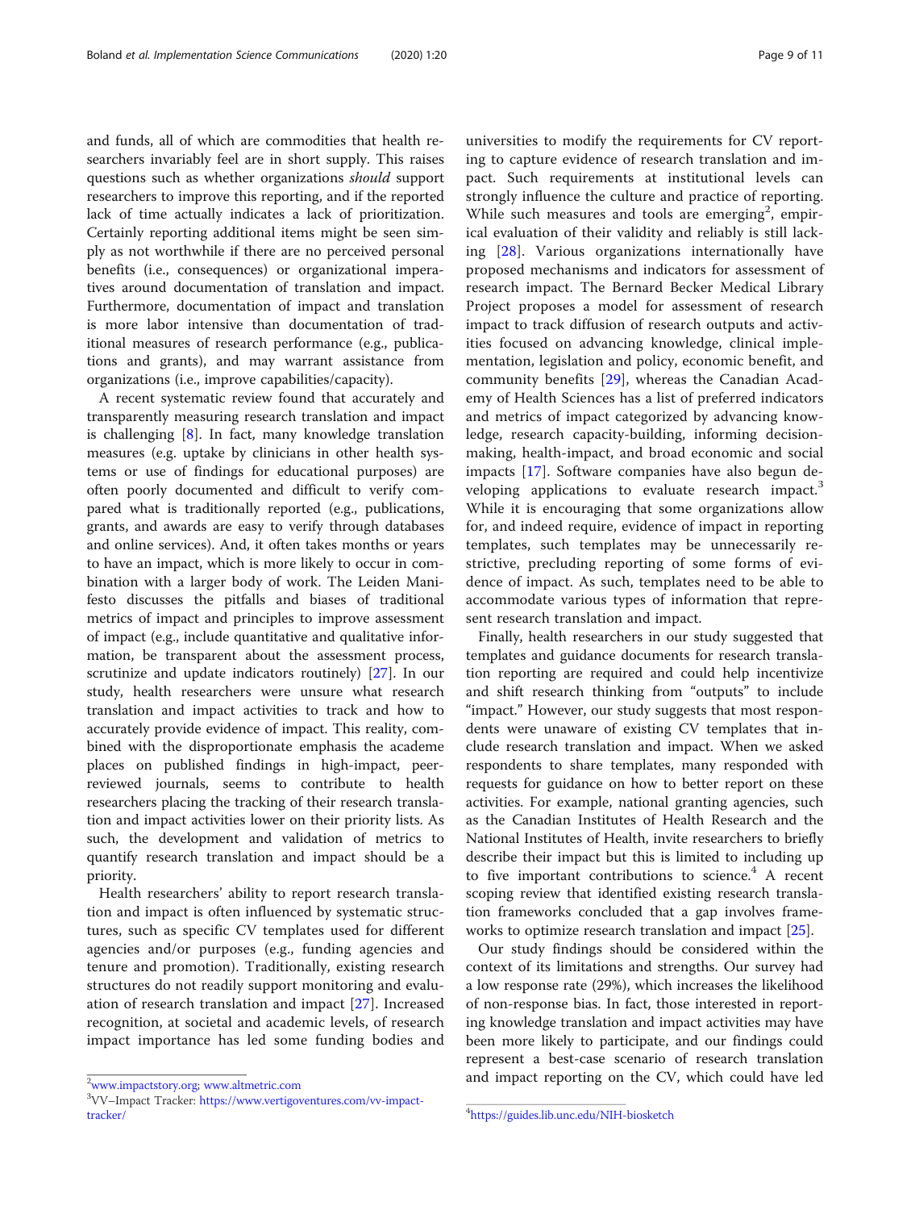and funds, all of which are commodities that health researchers invariably feel are in short supply. This raises questions such as whether organizations *should* support researchers to improve this reporting, and if the reported lack of time actually indicates a lack of prioritization. Certainly reporting additional items might be seen simply as not worthwhile if there are no perceived personal benefits (i.e., consequences) or organizational imperatives around documentation of translation and impact. Furthermore, documentation of impact and translation is more labor intensive than documentation of traditional measures of research performance (e.g., publications and grants), and may warrant assistance from organizations (i.e., improve capabilities/capacity).

A recent systematic review found that accurately and transparently measuring research translation and impact is challenging [8]. In fact, many knowledge translation measures (e.g. uptake by clinicians in other health systems or use of findings for educational purposes) are often poorly documented and difficult to verify compared what is traditionally reported (e.g., publications, grants, and awards are easy to verify through databases and online services). And, it often takes months or years to have an impact, which is more likely to occur in combination with a larger body of work. The Leiden Manifesto discusses the pitfalls and biases of traditional metrics of impact and principles to improve assessment of impact (e.g., include quantitative and qualitative information, be transparent about the assessment process, scrutinize and update indicators routinely) [27]. In our study, health researchers were unsure what research translation and impact activities to track and how to accurately provide evidence of impact. This reality, combined with the disproportionate emphasis the academe places on published findings in high-impact, peer-reviewed journals, seems to contribute to health researchers placing the tracking of their research translation and impact activities lower on their priority lists. As such, the development and validation of metrics to quantify research translation and impact should be a priority.

Health researchers' ability to report research translation and impact is often influenced by systematic structures, such as specific CV templates used for different agencies and/or purposes (e.g., funding agencies and tenure and promotion). Traditionally, existing research structures do not readily support monitoring and evaluation of research translation and impact [27]. Increased recognition, at societal and academic levels, of research impact importance has led some funding bodies and universities to modify the requirements for CV reporting to capture evidence of research translation and impact. Such requirements at institutional levels can strongly influence the culture and practice of reporting. While such measures and tools are emerging[2], empirical evaluation of their validity and reliably is still lacking [28]. Various organizations internationally have proposed mechanisms and indicators for assessment of research impact. The Bernard Becker Medical Library Project proposes a model for assessment of research impact to track diffusion of research outputs and activities focused on advancing knowledge, clinical implementation, legislation and policy, economic benefit, and community benefits [29], whereas the Canadian Academy of Health Sciences has a list of preferred indicators and metrics of impact categorized by advancing knowledge, research capacity-building, informing decision-making, health-impact, and broad economic and social impacts [17]. Software companies have also begun developing applications to evaluate research impact.[3] While it is encouraging that some organizations allow for, and indeed require, evidence of impact in reporting templates, such templates may be unnecessarily restrictive, precluding reporting of some forms of evidence of impact. As such, templates need to be able to accommodate various types of information that represent research translation and impact.

Finally, health researchers in our study suggested that templates and guidance documents for research translation reporting are required and could help incentivize and shift research thinking from "outputs" to include "impact." However, our study suggests that most respondents were unaware of existing CV templates that include research translation and impact. When we asked respondents to share templates, many responded with requests for guidance on how to better report on these activities. For example, national granting agencies, such as the Canadian Institutes of Health Research and the National Institutes of Health, invite researchers to briefly describe their impact but this is limited to including up to five important contributions to science.[4] A recent scoping review that identified existing research translation frameworks concluded that a gap involves frameworks to optimize research translation and impact [25].

Our study findings should be considered within the context of its limitations and strengths. Our survey had a low response rate (29%), which increases the likelihood of non-response bias. In fact, those interested in reporting knowledge translation and impact activities may have been more likely to participate, and our findings could represent a best-case scenario of research translation and impact reporting on the CV, which could have led

[2] www.impactstory.org; www.altmetric.com

[3] VV–Impact Tracker: https://www.vertigoventures.com/vv-impact-tracker/

[4] https://guides.lib.unc.edu/NIH-biosketch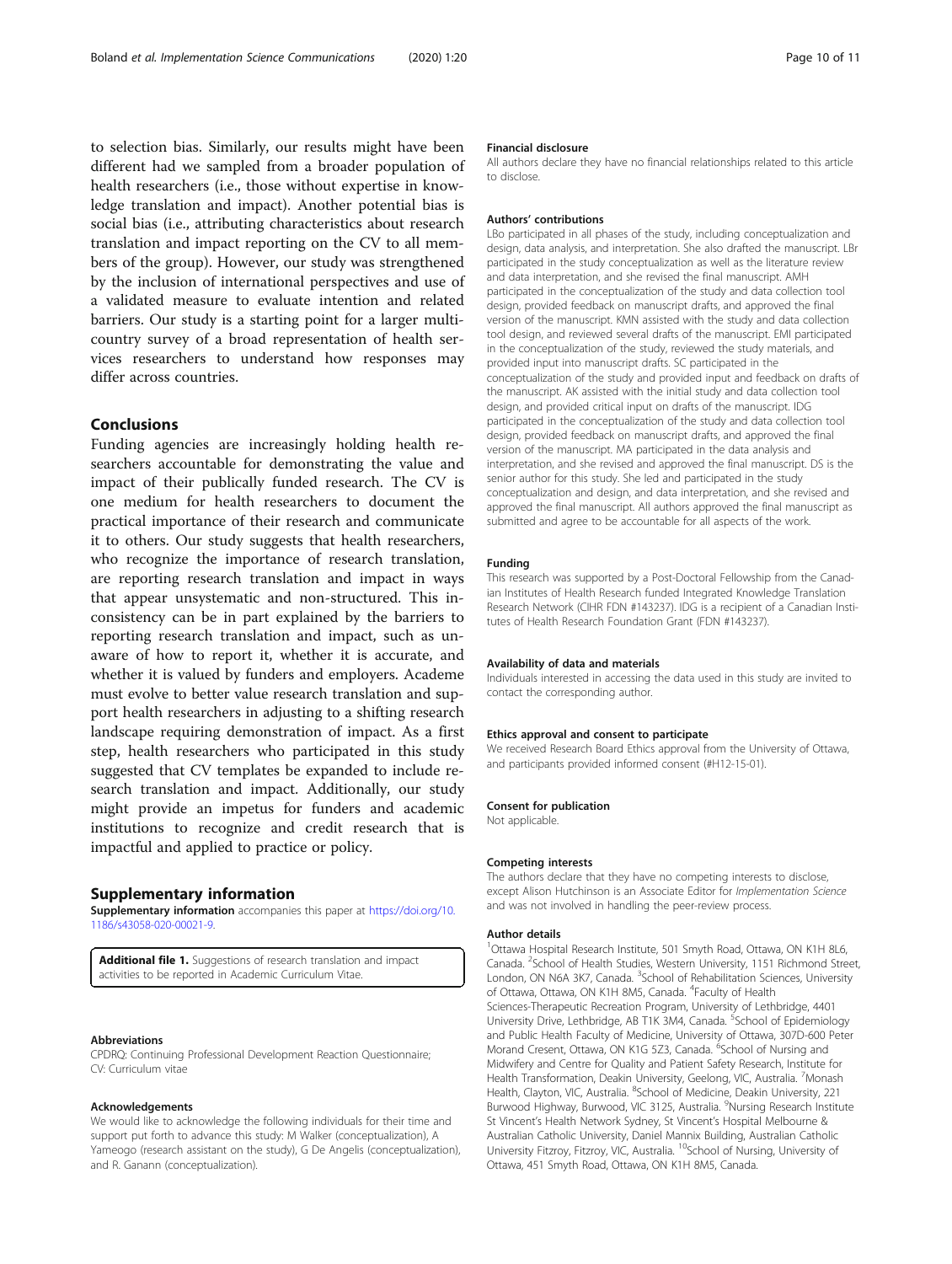to selection bias. Similarly, our results might have been different had we sampled from a broader population of health researchers (i.e., those without expertise in knowledge translation and impact). Another potential bias is social bias (i.e., attributing characteristics about research translation and impact reporting on the CV to all members of the group). However, our study was strengthened by the inclusion of international perspectives and use of a validated measure to evaluate intention and related barriers. Our study is a starting point for a larger multi-country survey of a broad representation of health services researchers to understand how responses may differ across countries.

## Conclusions

Funding agencies are increasingly holding health researchers accountable for demonstrating the value and impact of their publically funded research. The CV is one medium for health researchers to document the practical importance of their research and communicate it to others. Our study suggests that health researchers, who recognize the importance of research translation, are reporting research translation and impact in ways that appear unsystematic and non-structured. This inconsistency can be in part explained by the barriers to reporting research translation and impact, such as unaware of how to report it, whether it is accurate, and whether it is valued by funders and employers. Academe must evolve to better value research translation and support health researchers in adjusting to a shifting research landscape requiring demonstration of impact. As a first step, health researchers who participated in this study suggested that CV templates be expanded to include research translation and impact. Additionally, our study might provide an impetus for funders and academic institutions to recognize and credit research that is impactful and applied to practice or policy.

## Supplementary information

**Supplementary information** accompanies this paper at https://doi.org/10.1186/s43058-020-00021-9.

**Additional file 1.** Suggestions of research translation and impact activities to be reported in Academic Curriculum Vitae.

#### Abbreviations

CPDRQ: Continuing Professional Development Reaction Questionnaire; CV: Curriculum vitae

#### Acknowledgements

We would like to acknowledge the following individuals for their time and support put forth to advance this study: M Walker (conceptualization), A Yameogo (research assistant on the study), G De Angelis (conceptualization), and R. Ganann (conceptualization).

#### Financial disclosure

All authors declare they have no financial relationships related to this article to disclose.

#### Authors' contributions

LBo participated in all phases of the study, including conceptualization and design, data analysis, and interpretation. She also drafted the manuscript. LBr participated in the study conceptualization as well as the literature review and data interpretation, and she revised the final manuscript. AMH participated in the conceptualization of the study and data collection tool design, provided feedback on manuscript drafts, and approved the final version of the manuscript. KMN assisted with the study and data collection tool design, and reviewed several drafts of the manuscript. EMI participated in the conceptualization of the study, reviewed the study materials, and provided input into manuscript drafts. SC participated in the conceptualization of the study and provided input and feedback on drafts of the manuscript. AK assisted with the initial study and data collection tool design, and provided critical input on drafts of the manuscript. IDG participated in the conceptualization of the study and data collection tool design, provided feedback on manuscript drafts, and approved the final version of the manuscript. MA participated in the data analysis and interpretation, and she revised and approved the final manuscript. DS is the senior author for this study. She led and participated in the study conceptualization and design, and data interpretation, and she revised and approved the final manuscript. All authors approved the final manuscript as submitted and agree to be accountable for all aspects of the work.

#### Funding

This research was supported by a Post-Doctoral Fellowship from the Canadian Institutes of Health Research funded Integrated Knowledge Translation Research Network (CIHR FDN #143237). IDG is a recipient of a Canadian Institutes of Health Research Foundation Grant (FDN #143237).

#### Availability of data and materials

Individuals interested in accessing the data used in this study are invited to contact the corresponding author.

#### Ethics approval and consent to participate

We received Research Board Ethics approval from the University of Ottawa, and participants provided informed consent (#H12-15-01).

#### Consent for publication

Not applicable.

#### Competing interests

The authors declare that they have no competing interests to disclose, except Alison Hutchinson is an Associate Editor for *Implementation Science* and was not involved in handling the peer-review process.

#### Author details

[1]Ottawa Hospital Research Institute, 501 Smyth Road, Ottawa, ON K1H 8L6, Canada. [2]School of Health Studies, Western University, 1151 Richmond Street, London, ON N6A 3K7, Canada. [3]School of Rehabilitation Sciences, University of Ottawa, Ottawa, ON K1H 8M5, Canada. [4]Faculty of Health Sciences-Therapeutic Recreation Program, University of Lethbridge, 4401 University Drive, Lethbridge, AB T1K 3M4, Canada. [5]School of Epidemiology and Public Health Faculty of Medicine, University of Ottawa, 307D-600 Peter Morand Cresent, Ottawa, ON K1G 5Z3, Canada. [6]School of Nursing and Midwifery and Centre for Quality and Patient Safety Research, Institute for Health Transformation, Deakin University, Geelong, VIC, Australia. [7]Monash Health, Clayton, VIC, Australia. [8]School of Medicine, Deakin University, 221 Burwood Highway, Burwood, VIC 3125, Australia. [9]Nursing Research Institute St Vincent's Health Network Sydney, St Vincent's Hospital Melbourne & Australian Catholic University, Daniel Mannix Building, Australian Catholic University Fitzroy, Fitzroy, VIC, Australia. [10]School of Nursing, University of Ottawa, 451 Smyth Road, Ottawa, ON K1H 8M5, Canada.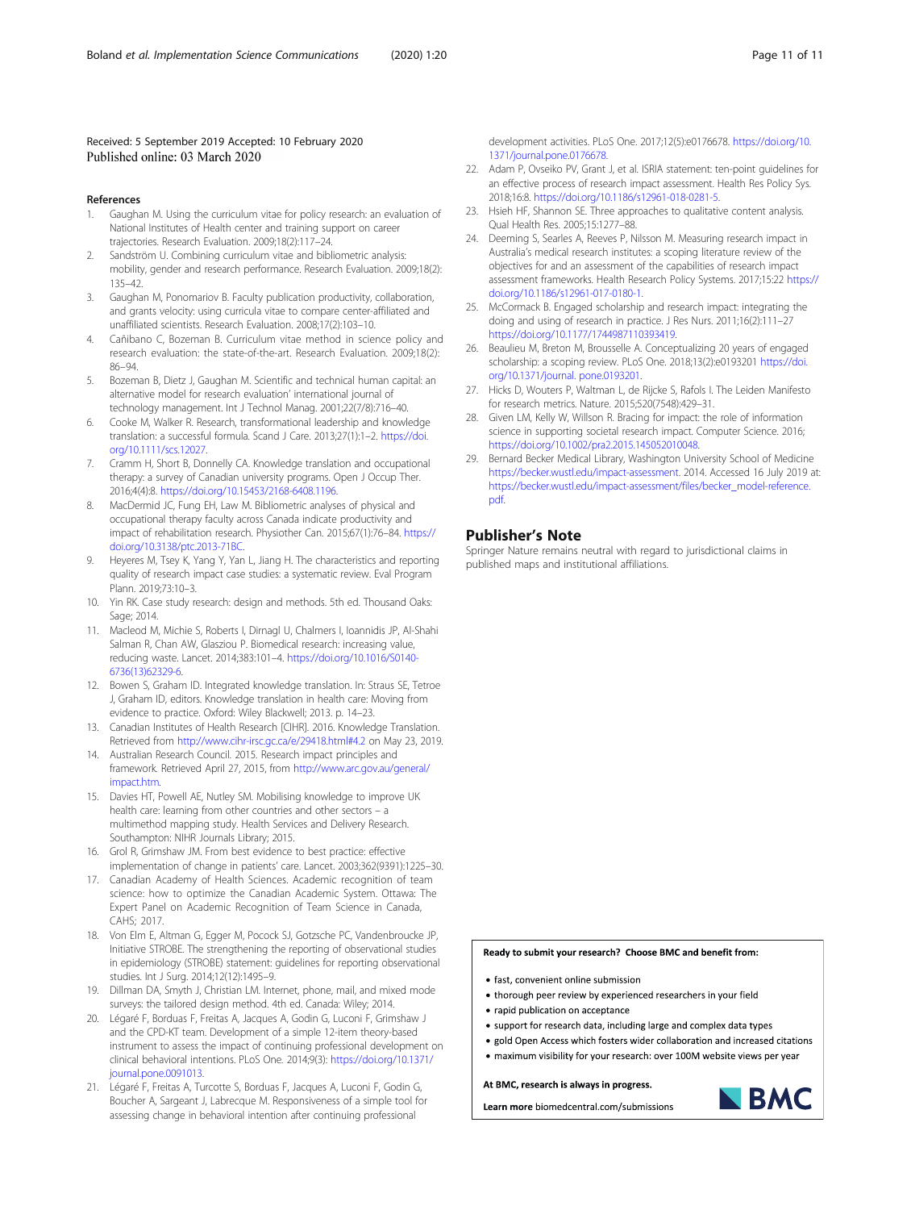Received: 5 September 2019 Accepted: 10 February 2020
Published online: 03 March 2020

## References

1. Gaughan M. Using the curriculum vitae for policy research: an evaluation of National Institutes of Health center and training support on career trajectories. Research Evaluation. 2009;18(2):117–24.
2. Sandström U. Combining curriculum vitae and bibliometric analysis: mobility, gender and research performance. Research Evaluation. 2009;18(2): 135–42.
3. Gaughan M, Ponomariov B. Faculty publication productivity, collaboration, and grants velocity: using curricula vitae to compare center-affiliated and unaffiliated scientists. Research Evaluation. 2008;17(2):103–10.
4. Cañibano C, Bozeman B. Curriculum vitae method in science policy and research evaluation: the state-of-the-art. Research Evaluation. 2009;18(2): 86–94.
5. Bozeman B, Dietz J, Gaughan M. Scientific and technical human capital: an alternative model for research evaluation' international journal of technology management. Int J Technol Manag. 2001;22(7/8):716–40.
6. Cooke M, Walker R. Research, transformational leadership and knowledge translation: a successful formula. Scand J Care. 2013;27(1):1–2. https://doi.org/10.1111/scs.12027.
7. Cramm H, Short B, Donnelly CA. Knowledge translation and occupational therapy: a survey of Canadian university programs. Open J Occup Ther. 2016;4(4):8. https://doi.org/10.15453/2168-6408.1196.
8. MacDermid JC, Fung EH, Law M. Bibliometric analyses of physical and occupational therapy faculty across Canada indicate productivity and impact of rehabilitation research. Physiother Can. 2015;67(1):76–84. https://doi.org/10.3138/ptc.2013-71BC.
9. Heyeres M, Tsey K, Yang Y, Yan L, Jiang H. The characteristics and reporting quality of research impact case studies: a systematic review. Eval Program Plann. 2019;73:10–3.
10. Yin RK. Case study research: design and methods. 5th ed. Thousand Oaks: Sage; 2014.
11. Macleod M, Michie S, Roberts I, Dirnagl U, Chalmers I, Ioannidis JP, Al-Shahi Salman R, Chan AW, Glasziou P. Biomedical research: increasing value, reducing waste. Lancet. 2014;383:101–4. https://doi.org/10.1016/S0140-6736(13)62329-6.
12. Bowen S, Graham ID. Integrated knowledge translation. In: Straus SE, Tetroe J, Graham ID, editors. Knowledge translation in health care: Moving from evidence to practice. Oxford: Wiley Blackwell; 2013. p. 14–23.
13. Canadian Institutes of Health Research [CIHR]. 2016. Knowledge Translation. Retrieved from http://www.cihr-irsc.gc.ca/e/29418.html#4.2 on May 23, 2019.
14. Australian Research Council. 2015. Research impact principles and framework. Retrieved April 27, 2015, from http://www.arc.gov.au/general/impact.htm.
15. Davies HT, Powell AE, Nutley SM. Mobilising knowledge to improve UK health care: learning from other countries and other sectors – a multimethod mapping study. Health Services and Delivery Research. Southampton: NIHR Journals Library; 2015.
16. Grol R, Grimshaw JM. From best evidence to best practice: effective implementation of change in patients' care. Lancet. 2003;362(9391):1225–30.
17. Canadian Academy of Health Sciences. Academic recognition of team science: how to optimize the Canadian Academic System. Ottawa: The Expert Panel on Academic Recognition of Team Science in Canada, CAHS; 2017.
18. Von Elm E, Altman G, Egger M, Pocock SJ, Gotzsche PC, Vandenbroucke JP, Initiative STROBE. The strengthening the reporting of observational studies in epidemiology (STROBE) statement: guidelines for reporting observational studies. Int J Surg. 2014;12(12):1495–9.
19. Dillman DA, Smyth J, Christian LM. Internet, phone, mail, and mixed mode surveys: the tailored design method. 4th ed. Canada: Wiley; 2014.
20. Légaré F, Borduas F, Freitas A, Jacques A, Godin G, Luconi F, Grimshaw J and the CPD-KT team. Development of a simple 12-item theory-based instrument to assess the impact of continuing professional development on clinical behavioral intentions. PLoS One. 2014;9(3): https://doi.org/10.1371/journal.pone.0091013.
21. Légaré F, Freitas A, Turcotte S, Borduas F, Jacques A, Luconi F, Godin G, Boucher A, Sargeant J, Labrecque M. Responsiveness of a simple tool for assessing change in behavioral intention after continuing professional development activities. PLoS One. 2017;12(5):e0176678. https://doi.org/10.1371/journal.pone.0176678.
22. Adam P, Ovseiko PV, Grant J, et al. ISRIA statement: ten-point guidelines for an effective process of research impact assessment. Health Res Policy Sys. 2018;16:8. https://doi.org/10.1186/s12961-018-0281-5.
23. Hsieh HF, Shannon SE. Three approaches to qualitative content analysis. Qual Health Res. 2005;15:1277–88.
24. Deeming S, Searles A, Reeves P, Nilsson M. Measuring research impact in Australia's medical research institutes: a scoping literature review of the objectives for and an assessment of the capabilities of research impact assessment frameworks. Health Research Policy Systems. 2017;15:22 https://doi.org/10.1186/s12961-017-0180-1.
25. McCormack B. Engaged scholarship and research impact: integrating the doing and using of research in practice. J Res Nurs. 2011;16(2):111–27 https://doi.org/10.1177/1744987110393419.
26. Beaulieu M, Breton M, Brousselle A. Conceptualizing 20 years of engaged scholarship: a scoping review. PLoS One. 2018;13(2):e0193201 https://doi.org/10.1371/journal. pone.0193201.
27. Hicks D, Wouters P, Waltman L, de Rijcke S, Rafols I. The Leiden Manifesto for research metrics. Nature. 2015;520(7548):429–31.
28. Given LM, Kelly W, Willson R. Bracing for impact: the role of information science in supporting societal research impact. Computer Science. 2016; https://doi.org/10.1002/pra2.2015.145052010048.
29. Bernard Becker Medical Library, Washington University School of Medicine https://becker.wustl.edu/impact-assessment. 2014. Accessed 16 July 2019 at: https://becker.wustl.edu/impact-assessment/files/becker_model-reference.pdf.

## Publisher's Note

Springer Nature remains neutral with regard to jurisdictional claims in published maps and institutional affiliations.

**Ready to submit your research? Choose BMC and benefit from:**

- fast, convenient online submission
- thorough peer review by experienced researchers in your field
- rapid publication on acceptance
- support for research data, including large and complex data types
- gold Open Access which fosters wider collaboration and increased citations
- maximum visibility for your research: over 100M website views per year

**At BMC, research is always in progress.**

**Learn more** biomedcentral.com/submissions

BMC